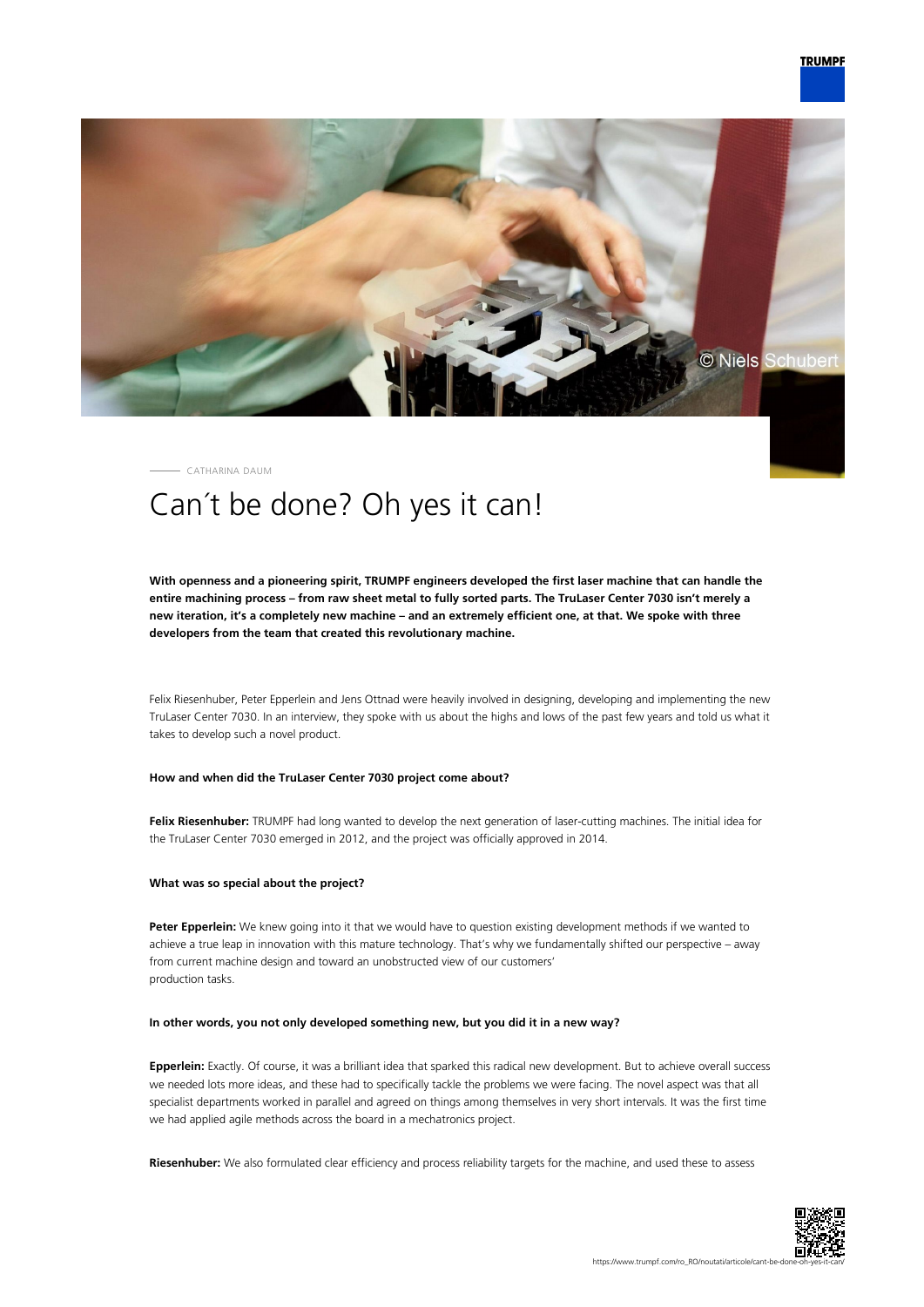CATHARINA DAUM

# Can´t be done? Oh yes it can!

**With openness and a pioneering spirit, TRUMPF engineers developed the first laser machine that can handle the entire machining process – from raw sheet metal to fully sorted parts. The TruLaser Center 7030 isn't merely a new iteration, it's a completely new machine – and an extremely efficient one, at that. We spoke with three developers from the team that created this revolutionary machine.**

Felix Riesenhuber, Peter Epperlein and Jens Ottnad were heavily involved in designing, developing and implementing the new TruLaser Center 7030. In an interview, they spoke with us about the highs and lows of the past few years and told us what it takes to develop such a novel product.

#### How and when did the TruLaser Center 7030 project come about?

**Felix Riesenhuber:** TRUMPF had long wanted to develop the next generation of laser-cutting machines. The initial idea for the TruLaser Center 7030 emerged in 2012, and the project was officially approved in 2014.

#### What was so special about the project?

**Peter Epperlein:** We knew going into it that we would have to question existing development methods if we wanted to achieve a true leap in innovation with this mature technology. That's why we fundamentally shifted our perspective – away from current machine design and toward an unobstructed view of our customers' production tasks.

#### In other words, you not only developed something new, but you did it in a new way?

**Epperlein:** Exactly. Of course, it was a brilliant idea that sparked this radical new development. But to achieve overall success we needed lots more ideas, and these had to specifically tackle the problems we were facing. The novel aspect was that all specialist departments worked in parallel and agreed on things among themselves in very short intervals. It was the first time we had applied agile methods across the board in a mechatronics project.

**Riesenhuber:** We also formulated clear efficiency and process reliability targets for the machine, and used these to assess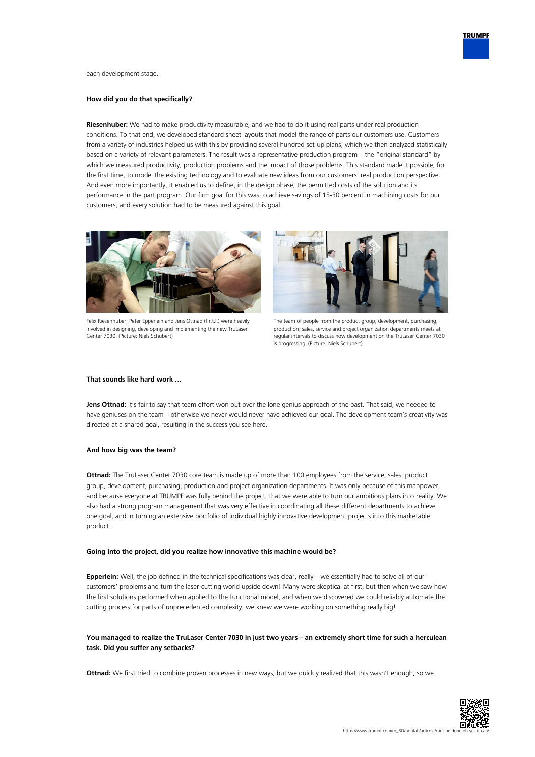each development stage.

**How did you do that specifically?**

**Riesenhuber:** We had to make productivity measurable, and we had to do it using real parts under real production conditions. To that end, we developed standard sheet layouts that model the range of parts our customers use. Customers from a variety of industries helped us with this by providing several hundred set-up plans, which we then analyzed statistically based on a variety of relevant parameters. The result was a representative production program – the "original standard" by which we measured productivity, production problems and the impact of those problems. This standard made it possible, for the first time, to model the existing technology and to evaluate new ideas from our customers' real production perspective. And even more importantly, it enabled us to define, in the design phase, the permitted costs of the solution and its performance in the part program. Our firm goal for this was to achieve savings of 15-30 percent in machining costs for our customers, and every solution had to be measured against this goal.

Felix Riesenhuber, Peter Epperlein and Jens Ottnad (f.r.t.l.) were heavily involved in designing, developing and implementing the new TruLaser Center 7030. (Picture: Niels Schubert)

The team of people from the product group, development, purchasing, production, sales, service and project organization departments meets at regular intervals to discuss how development on the TruLaser Center 7030 is progressing. (Picture: Niels Schubert)

**That sounds like hard work …**

**Jens Ottnad:** It's fair to say that team effort won out over the lone genius approach of the past. That said, we needed to have geniuses on the team – otherwise we never would never have achieved our goal. The development team's creativity was directed at a shared goal, resulting in the success you see here.

**And how big was the team?**

**Ottnad:** The TruLaser Center 7030 core team is made up of more than 100 employees from the service, sales, product group, development, purchasing, production and project organization departments. It was only because of this manpower, and because everyone at TRUMPF was fully behind the project, that we were able to turn our ambitious plans into reality. We also had a strong program management that was very effective in coordinating all these different departments to achieve one goal, and in turning an extensive portfolio of individual highly innovative development projects into this marketable product.

**Going into the project, did you realize how innovative this machine would be?**

**Epperlein:** Well, the job defined in the technical specifications was clear, really – we essentially had to solve all of our customers' problems and turn the laser-cutting world upside down! Many were skeptical at first, but then when we saw how the first solutions performed when applied to the functional model, and when we discovered we could reliably automate the cutting process for parts of unprecedented complexity, we knew we were working on something really big!

**You managed to realize the TruLaser Center 7030 in just two years – an extremely short time for such a herculean task. Did you suffer any setbacks?**

**Ottnad:** We first tried to combine proven processes in new ways, but we quickly realized that this wasn't enough, so we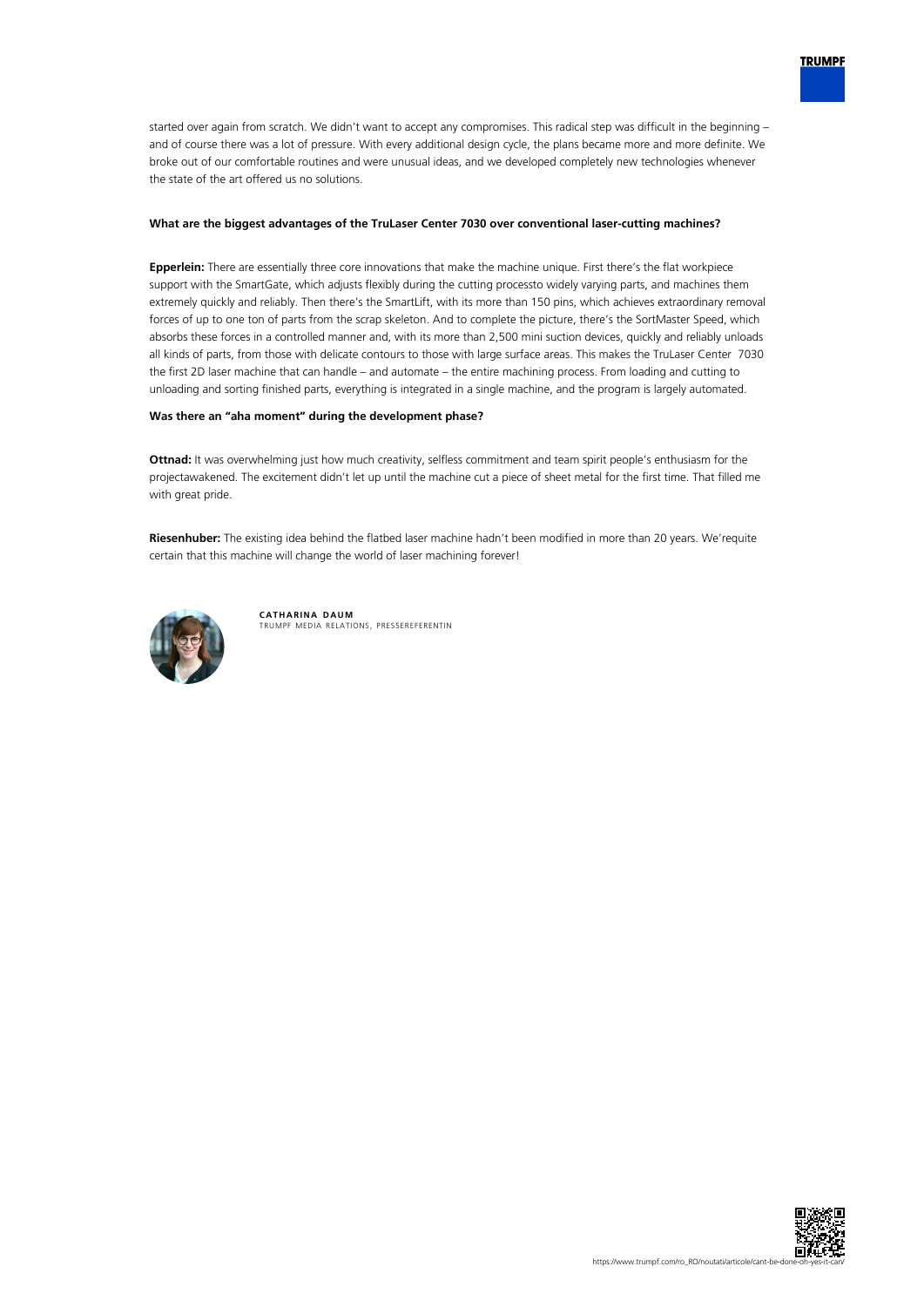started over again from scratch. We didn't want to accept any compromises. This radical step was difficult in the beginning – and of course there was a lot of pressure. With every additional design cycle, the plans became more and more definite. We broke out of our comfortable routines and were unusual ideas, and we developed completely new technologies whenever the state of the art offered us no solutions.

**What are the biggest advantages of the TruLaser Center 7030 over conventional laser-cutting machines?**

**Epperlein:** There are essentially three core innovations that make the machine unique. First there's the flat workpiece support with the SmartGate, which adjusts flexibly during the cutting processto widely varying parts, and machines them extremely quickly and reliably. Then there's the SmartLift, with its more than 150 pins, which achieves extraordinary removal forces of up to one ton of parts from the scrap skeleton. And to complete the picture, there's the SortMaster Speed, which absorbs these forces in a controlled manner and, with its more than 2,500 mini suction devices, quickly and reliably unloads all kinds of parts, from those with delicate contours to those with large surface areas. This makes the TruLaser Center 7030 the first 2D laser machine that can handle – and automate – the entire machining process. From loading and cutting to unloading and sorting finished parts, everything is integrated in a single machine, and the program is largely automated.

**Was there an "aha moment" during the development phase?**

**Ottnad:** It was overwhelming just how much creativity, selfless commitment and team spirit people's enthusiasm for the projectawakened. The excitement didn't let up until the machine cut a piece of sheet metal for the first time. That filled me with great pride.

**Riesenhuber:** The existing idea behind the flatbed laser machine hadn't been modified in more than 20 years. We'requite certain that this machine will change the world of laser machining forever!

**CATHARINA DAUM**
TRUMPF MEDIA RELATIONS, PRESSEREFERENTIN